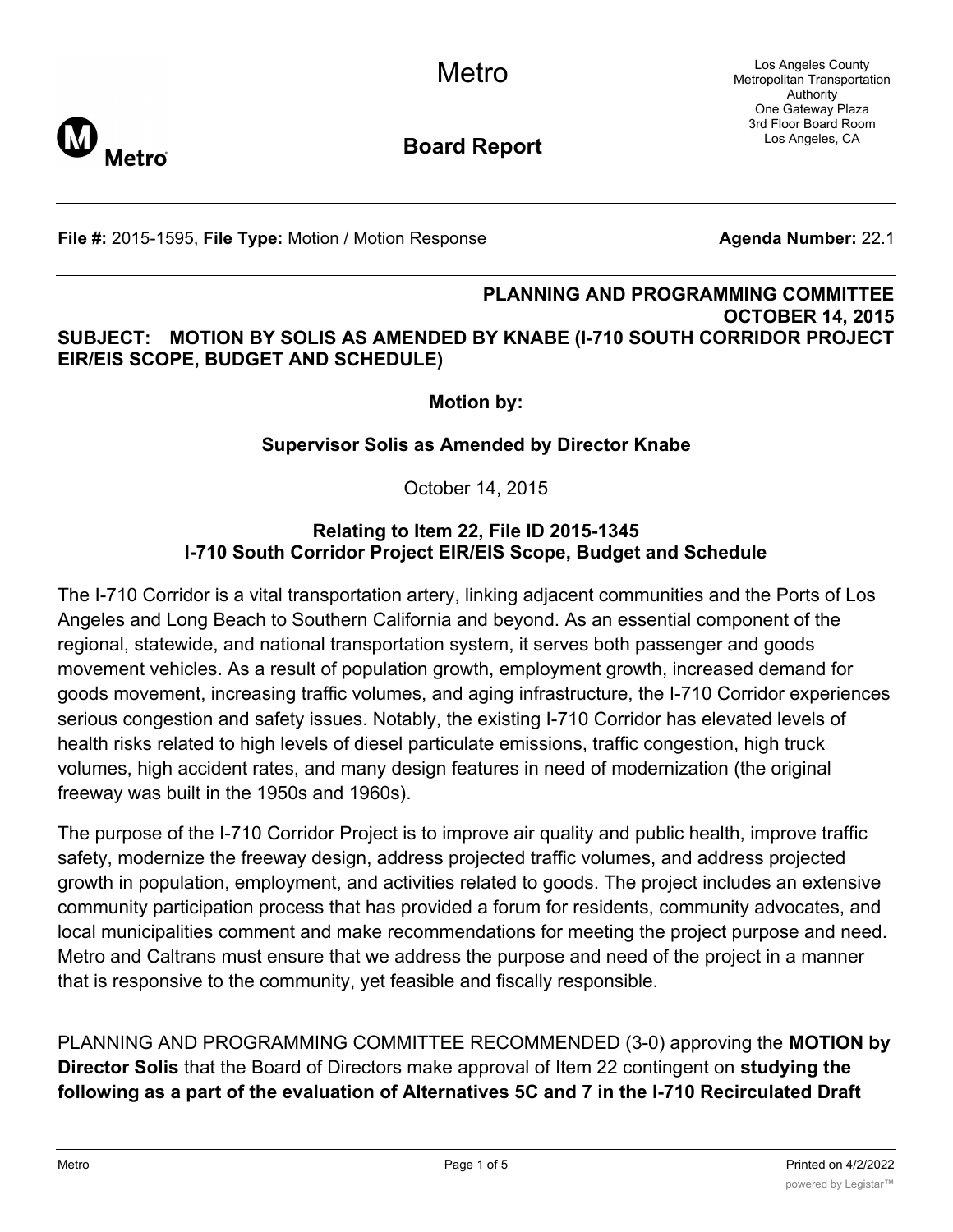Metro

Los Angeles County Metropolitan Transportation Authority
One Gateway Plaza
3rd Floor Board Room
Los Angeles, CA

**Board Report**

**File #:** 2015-1595, **File Type:** Motion / Motion Response **Agenda Number:** 22.1

**PLANNING AND PROGRAMMING COMMITTEE**
**OCTOBER 14, 2015**

**SUBJECT: MOTION BY SOLIS AS AMENDED BY KNABE (I-710 SOUTH CORRIDOR PROJECT EIR/EIS SCOPE, BUDGET AND SCHEDULE)**

**Motion by:**

**Supervisor Solis as Amended by Director Knabe**

October 14, 2015

**Relating to Item 22, File ID 2015-1345**
**I-710 South Corridor Project EIR/EIS Scope, Budget and Schedule**

The I-710 Corridor is a vital transportation artery, linking adjacent communities and the Ports of Los Angeles and Long Beach to Southern California and beyond. As an essential component of the regional, statewide, and national transportation system, it serves both passenger and goods movement vehicles. As a result of population growth, employment growth, increased demand for goods movement, increasing traffic volumes, and aging infrastructure, the I-710 Corridor experiences serious congestion and safety issues. Notably, the existing I-710 Corridor has elevated levels of health risks related to high levels of diesel particulate emissions, traffic congestion, high truck volumes, high accident rates, and many design features in need of modernization (the original freeway was built in the 1950s and 1960s).

The purpose of the I-710 Corridor Project is to improve air quality and public health, improve traffic safety, modernize the freeway design, address projected traffic volumes, and address projected growth in population, employment, and activities related to goods. The project includes an extensive community participation process that has provided a forum for residents, community advocates, and local municipalities comment and make recommendations for meeting the project purpose and need. Metro and Caltrans must ensure that we address the purpose and need of the project in a manner that is responsive to the community, yet feasible and fiscally responsible.

PLANNING AND PROGRAMMING COMMITTEE RECOMMENDED (3-0) approving the **MOTION by Director Solis** that the Board of Directors make approval of Item 22 contingent on **studying the following as a part of the evaluation of Alternatives 5C and 7 in the I-710 Recirculated Draft**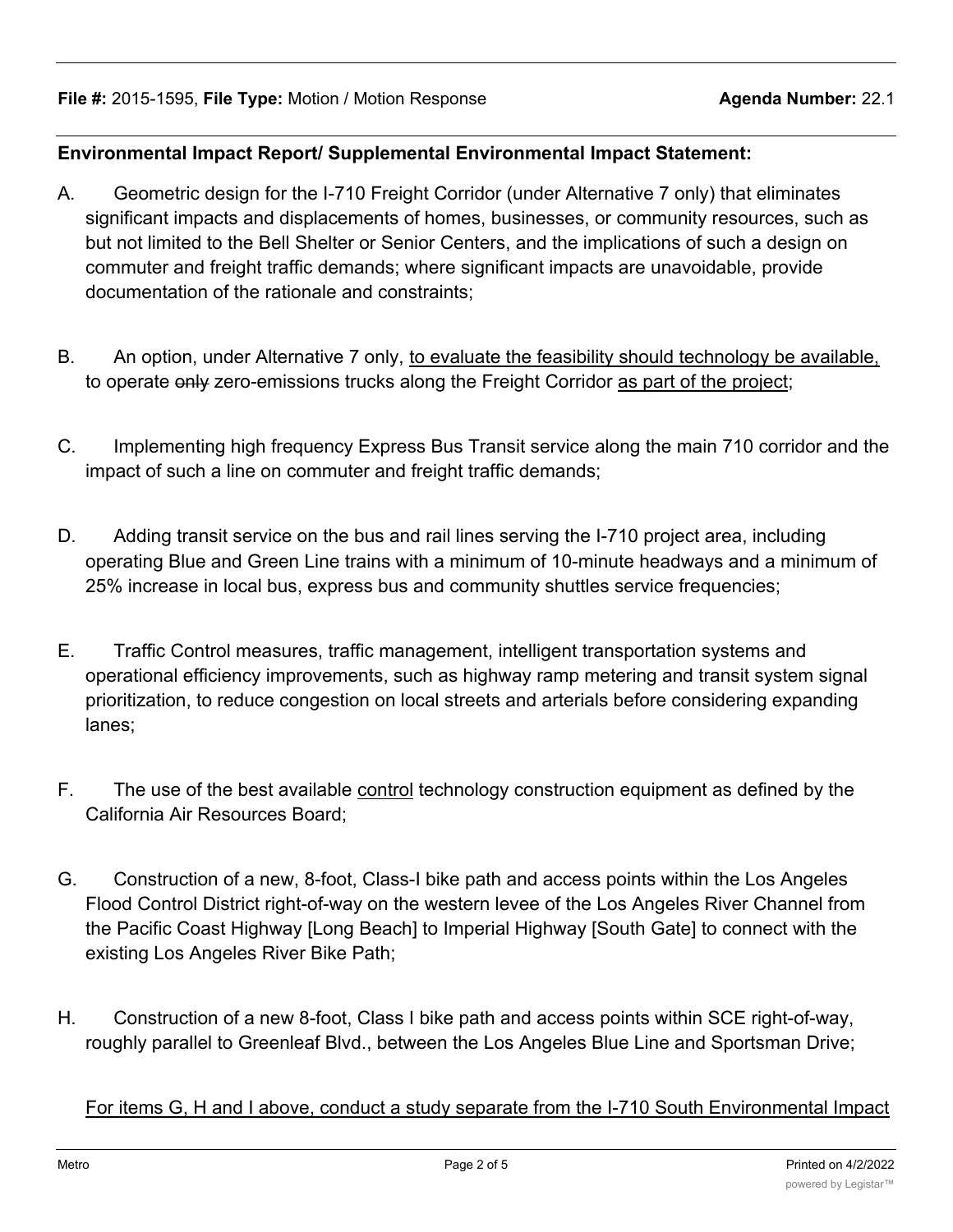**File #:** 2015-1595, **File Type:** Motion / Motion Response **Agenda Number:** 22.1

**Environmental Impact Report/ Supplemental Environmental Impact Statement:**

A. Geometric design for the I-710 Freight Corridor (under Alternative 7 only) that eliminates significant impacts and displacements of homes, businesses, or community resources, such as but not limited to the Bell Shelter or Senior Centers, and the implications of such a design on commuter and freight traffic demands; where significant impacts are unavoidable, provide documentation of the rationale and constraints;

B. An option, under Alternative 7 only, <u>to evaluate the feasibility should technology be available,</u> to operate ~~only~~ zero-emissions trucks along the Freight Corridor <u>as part of the project</u>;

C. Implementing high frequency Express Bus Transit service along the main 710 corridor and the impact of such a line on commuter and freight traffic demands;

D. Adding transit service on the bus and rail lines serving the I-710 project area, including operating Blue and Green Line trains with a minimum of 10-minute headways and a minimum of 25% increase in local bus, express bus and community shuttles service frequencies;

E. Traffic Control measures, traffic management, intelligent transportation systems and operational efficiency improvements, such as highway ramp metering and transit system signal prioritization, to reduce congestion on local streets and arterials before considering expanding lanes;

F. The use of the best available <u>control</u> technology construction equipment as defined by the California Air Resources Board;

G. Construction of a new, 8-foot, Class-I bike path and access points within the Los Angeles Flood Control District right-of-way on the western levee of the Los Angeles River Channel from the Pacific Coast Highway [Long Beach] to Imperial Highway [South Gate] to connect with the existing Los Angeles River Bike Path;

H. Construction of a new 8-foot, Class I bike path and access points within SCE right-of-way, roughly parallel to Greenleaf Blvd., between the Los Angeles Blue Line and Sportsman Drive;

<u>For items G, H and I above, conduct a study separate from the I-710 South Environmental Impact</u>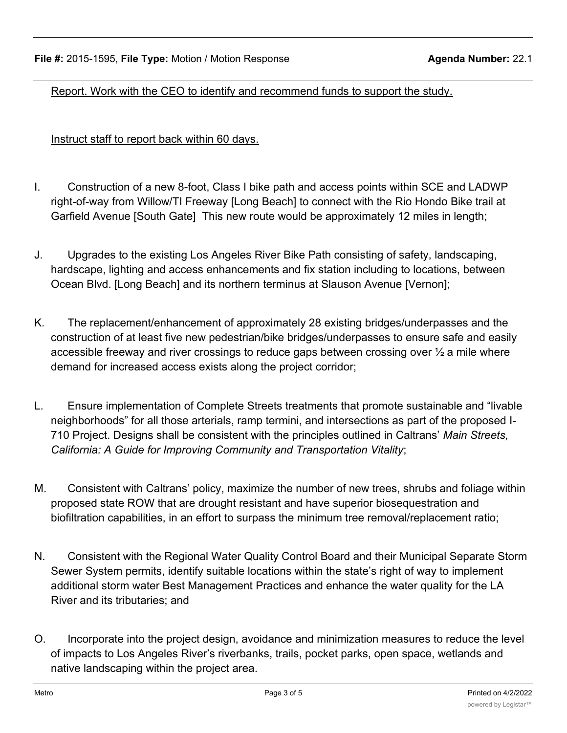Report. Work with the CEO to identify and recommend funds to support the study.

Instruct staff to report back within 60 days.

I. Construction of a new 8-foot, Class I bike path and access points within SCE and LADWP right-of-way from Willow/TI Freeway [Long Beach] to connect with the Rio Hondo Bike trail at Garfield Avenue [South Gate] This new route would be approximately 12 miles in length;

J. Upgrades to the existing Los Angeles River Bike Path consisting of safety, landscaping, hardscape, lighting and access enhancements and fix station including to locations, between Ocean Blvd. [Long Beach] and its northern terminus at Slauson Avenue [Vernon];

K. The replacement/enhancement of approximately 28 existing bridges/underpasses and the construction of at least five new pedestrian/bike bridges/underpasses to ensure safe and easily accessible freeway and river crossings to reduce gaps between crossing over ½ a mile where demand for increased access exists along the project corridor;

L. Ensure implementation of Complete Streets treatments that promote sustainable and "livable neighborhoods" for all those arterials, ramp termini, and intersections as part of the proposed I-710 Project. Designs shall be consistent with the principles outlined in Caltrans' *Main Streets, California: A Guide for Improving Community and Transportation Vitality*;

M. Consistent with Caltrans' policy, maximize the number of new trees, shrubs and foliage within proposed state ROW that are drought resistant and have superior biosequestration and biofiltration capabilities, in an effort to surpass the minimum tree removal/replacement ratio;

N. Consistent with the Regional Water Quality Control Board and their Municipal Separate Storm Sewer System permits, identify suitable locations within the state's right of way to implement additional storm water Best Management Practices and enhance the water quality for the LA River and its tributaries; and

O. Incorporate into the project design, avoidance and minimization measures to reduce the level of impacts to Los Angeles River's riverbanks, trails, pocket parks, open space, wetlands and native landscaping within the project area.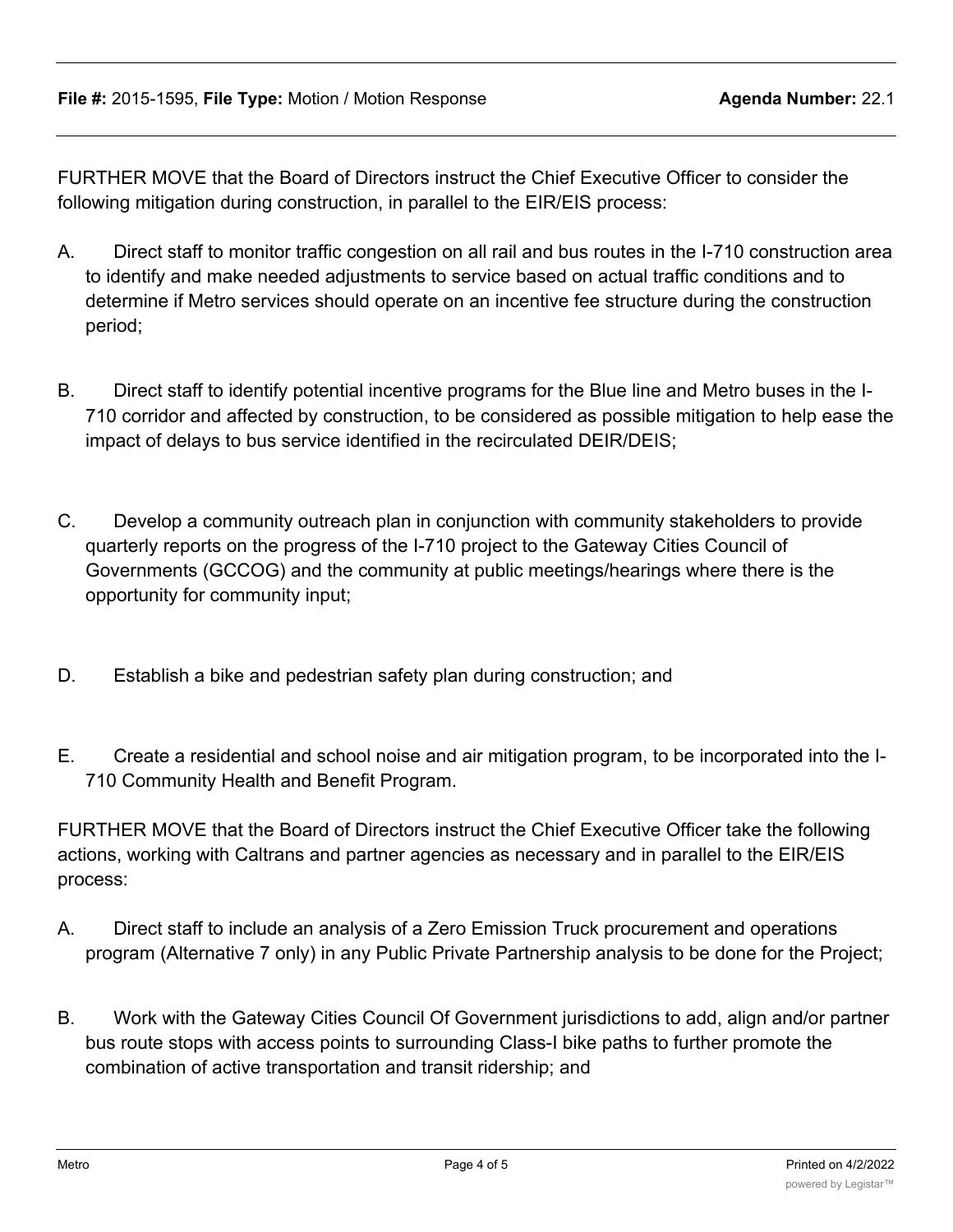FURTHER MOVE that the Board of Directors instruct the Chief Executive Officer to consider the following mitigation during construction, in parallel to the EIR/EIS process:

A. Direct staff to monitor traffic congestion on all rail and bus routes in the I-710 construction area to identify and make needed adjustments to service based on actual traffic conditions and to determine if Metro services should operate on an incentive fee structure during the construction period;

B. Direct staff to identify potential incentive programs for the Blue line and Metro buses in the I-710 corridor and affected by construction, to be considered as possible mitigation to help ease the impact of delays to bus service identified in the recirculated DEIR/DEIS;

C. Develop a community outreach plan in conjunction with community stakeholders to provide quarterly reports on the progress of the I-710 project to the Gateway Cities Council of Governments (GCCOG) and the community at public meetings/hearings where there is the opportunity for community input;

D. Establish a bike and pedestrian safety plan during construction; and

E. Create a residential and school noise and air mitigation program, to be incorporated into the I-710 Community Health and Benefit Program.

FURTHER MOVE that the Board of Directors instruct the Chief Executive Officer take the following actions, working with Caltrans and partner agencies as necessary and in parallel to the EIR/EIS process:

A. Direct staff to include an analysis of a Zero Emission Truck procurement and operations program (Alternative 7 only) in any Public Private Partnership analysis to be done for the Project;

B. Work with the Gateway Cities Council Of Government jurisdictions to add, align and/or partner bus route stops with access points to surrounding Class-I bike paths to further promote the combination of active transportation and transit ridership; and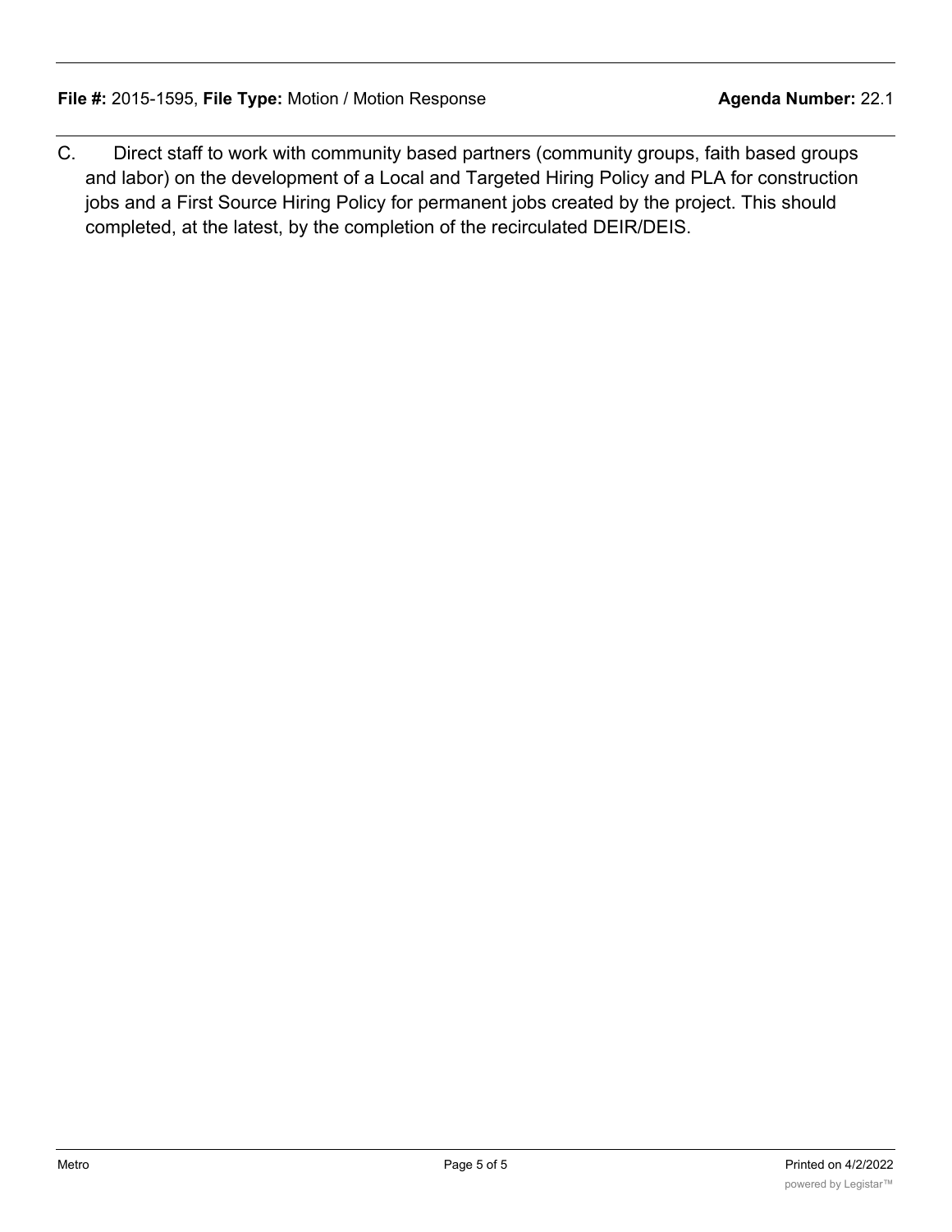C. Direct staff to work with community based partners (community groups, faith based groups and labor) on the development of a Local and Targeted Hiring Policy and PLA for construction jobs and a First Source Hiring Policy for permanent jobs created by the project. This should completed, at the latest, by the completion of the recirculated DEIR/DEIS.